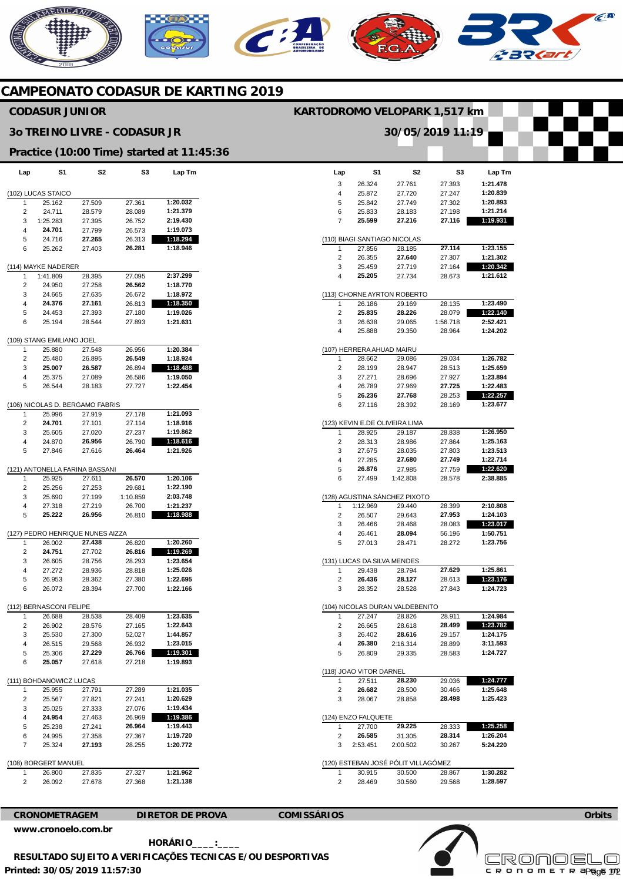# CAMPEONATO CODASUR DE KARTING 2019

## CODASUR JUNIOR

**KARTODROMO VELOPARK 1,517 km**

## 3o TREINO LIVRE - CODASUR JR

**30/05/2019 11:19**

### Practice (10:00 Time) started at 11:45:36

| Lap | S1 | S2 | S3 | Lap Tm |
|---|---|---|---|---|
| **(102) LUCAS STAICO** | | | | |
| 1 | 25.162 | 27.509 | 27.361 | 1:20.032 |
| 2 | 24.711 | 28.579 | 28.089 | 1:21.379 |
| 3 | 1:25.283 | 27.395 | 26.752 | 2:19.430 |
| 4 | **24.701** | 27.799 | 26.573 | 1:19.073 |
| 5 | 24.716 | **27.265** | 26.313 | **1:18.294** |
| 6 | 25.262 | 27.403 | **26.281** | 1:18.946 |
| **(114) MAYKE NADERER** | | | | |
| 1 | 1:41.809 | 28.395 | 27.095 | 2:37.299 |
| 2 | 24.950 | 27.258 | **26.562** | 1:18.770 |
| 3 | 24.665 | 27.635 | 26.672 | 1:18.972 |
| 4 | **24.376** | **27.161** | 26.813 | **1:18.350** |
| 5 | 24.453 | 27.393 | 27.180 | 1:19.026 |
| 6 | 25.194 | 28.544 | 27.893 | 1:21.631 |
| **(109) STANG EMILIANO JOEL** | | | | |
| 1 | 25.880 | 27.548 | 26.956 | 1:20.384 |
| 2 | 25.480 | 26.895 | **26.549** | 1:18.924 |
| 3 | **25.007** | **26.587** | 26.894 | **1:18.488** |
| 4 | 25.375 | 27.089 | 26.586 | 1:19.050 |
| 5 | 26.544 | 28.183 | 27.727 | 1:22.454 |
| **(106) NICOLAS D. BERGAMO FABRIS** | | | | |
| 1 | 25.996 | 27.919 | 27.178 | 1:21.093 |
| 2 | **24.701** | 27.101 | 27.114 | 1:18.916 |
| 3 | 25.605 | 27.020 | 27.237 | 1:19.862 |
| 4 | 24.870 | **26.956** | 26.790 | **1:18.616** |
| 5 | 27.846 | 27.616 | **26.464** | 1:21.926 |
| **(121) ANTONELLA FARINA BASSANI** | | | | |
| 1 | 25.925 | 27.611 | **26.570** | 1:20.106 |
| 2 | 25.256 | 27.253 | 29.681 | 1:22.190 |
| 3 | 25.690 | 27.199 | 1:10.859 | 2:03.748 |
| 4 | 27.318 | 27.219 | 26.700 | 1:21.237 |
| 5 | **25.222** | **26.956** | 26.810 | **1:18.988** |
| **(127) PEDRO HENRIQUE NUNES AIZZA** | | | | |
| 1 | 26.002 | **27.438** | 26.820 | 1:20.260 |
| 2 | **24.751** | 27.702 | **26.816** | **1:19.269** |
| 3 | 26.605 | 28.756 | 28.293 | 1:23.654 |
| 4 | 27.272 | 28.936 | 28.818 | 1:25.026 |
| 5 | 26.953 | 28.362 | 27.380 | 1:22.695 |
| 6 | 26.072 | 28.394 | 27.700 | 1:22.166 |
| **(112) BERNASCONI FELIPE** | | | | |
| 1 | 26.688 | 28.538 | 28.409 | 1:23.635 |
| 2 | 26.902 | 28.576 | 27.165 | 1:22.643 |
| 3 | 25.530 | 27.300 | 52.027 | 1:44.857 |
| 4 | 26.515 | 29.568 | 26.932 | 1:23.015 |
| 5 | 25.306 | **27.229** | **26.766** | **1:19.301** |
| 6 | **25.057** | 27.618 | 27.218 | 1:19.893 |
| **(111) BOHDANOWICZ LUCAS** | | | | |
| 1 | 25.955 | 27.791 | 27.289 | 1:21.035 |
| 2 | 25.567 | 27.821 | 27.241 | 1:20.629 |
| 3 | 25.025 | 27.333 | 27.076 | 1:19.434 |
| 4 | **24.954** | 27.463 | 26.969 | **1:19.386** |
| 5 | 25.238 | 27.241 | **26.964** | 1:19.443 |
| 6 | 24.995 | 27.358 | 27.367 | 1:19.720 |
| 7 | 25.324 | **27.193** | 28.255 | 1:20.772 |
| **(108) BORGERT MANUEL** | | | | |
| 1 | 26.800 | 27.835 | 27.327 | 1:21.962 |
| 2 | 26.092 | 27.678 | 27.368 | 1:21.138 |
| 3 | 26.324 | 27.761 | 27.393 | 1:21.478 |
| 4 | 25.872 | 27.720 | 27.247 | 1:20.839 |
| 5 | 25.842 | 27.749 | 27.302 | 1:20.893 |
| 6 | 25.833 | 28.183 | 27.198 | 1:21.214 |
| 7 | **25.599** | **27.216** | **27.116** | **1:19.931** |
| **(110) BIAGI SANTIAGO NICOLAS** | | | | |
| 1 | 27.856 | 28.185 | **27.114** | 1:23.155 |
| 2 | 26.355 | **27.640** | 27.307 | 1:21.302 |
| 3 | 25.459 | 27.719 | 27.164 | **1:20.342** |
| 4 | **25.205** | 27.734 | 28.673 | 1:21.612 |
| **(113) CHORNE AYRTON ROBERTO** | | | | |
| 1 | 26.186 | 29.169 | 28.135 | 1:23.490 |
| 2 | **25.835** | **28.226** | 28.079 | **1:22.140** |
| 3 | 26.638 | 29.065 | 1:56.718 | 2:52.421 |
| 4 | 25.888 | 29.350 | 28.964 | 1:24.202 |
| **(107) HERRERA AHUAD MAIRU** | | | | |
| 1 | 28.662 | 29.086 | 29.034 | 1:26.782 |
| 2 | 28.199 | 28.947 | 28.513 | 1:25.659 |
| 3 | 27.271 | 28.696 | 27.927 | 1:23.894 |
| 4 | 26.789 | 27.969 | **27.725** | 1:22.483 |
| 5 | **26.236** | **27.768** | 28.253 | **1:22.257** |
| 6 | 27.116 | 28.392 | 28.169 | 1:23.677 |
| **(123) KEVIN E.DE OLIVEIRA LIMA** | | | | |
| 1 | 28.925 | 29.187 | 28.838 | 1:26.950 |
| 2 | 28.313 | 28.986 | 27.864 | 1:25.163 |
| 3 | 27.675 | 28.035 | 27.803 | 1:23.513 |
| 4 | 27.285 | **27.680** | **27.749** | 1:22.714 |
| 5 | **26.876** | 27.985 | 27.759 | **1:22.620** |
| 6 | 27.499 | 1:42.808 | 28.578 | 2:38.885 |
| **(128) AGUSTINA SÁNCHEZ PIXOTO** | | | | |
| 1 | 1:12.969 | 29.440 | 28.399 | 2:10.808 |
| 2 | 26.507 | 29.643 | **27.953** | 1:24.103 |
| 3 | 26.466 | 28.468 | 28.083 | **1:23.017** |
| 4 | **26.461** | **28.094** | 56.196 | 1:50.751 |
| 5 | 27.013 | 28.471 | 28.272 | 1:23.756 |
| **(131) LUCAS DA SILVA MENDES** | | | | |
| 1 | 29.438 | 28.794 | **27.629** | 1:25.861 |
| 2 | **26.436** | **28.127** | 28.613 | **1:23.176** |
| 3 | 28.352 | 28.528 | 27.843 | 1:24.723 |
| **(104) NICOLAS DURAN VALDEBENITO** | | | | |
| 1 | 27.247 | 28.826 | 28.911 | 1:24.984 |
| 2 | 26.665 | 28.618 | **28.499** | **1:23.782** |
| 3 | 26.402 | **28.616** | 29.157 | 1:24.175 |
| 4 | **26.380** | 2:16.314 | 28.899 | 3:11.593 |
| 5 | 26.809 | 29.335 | 28.583 | 1:24.727 |
| **(118) JOAO VITOR DARNEL** | | | | |
| 1 | 27.511 | **28.230** | 29.036 | **1:24.777** |
| 2 | **26.682** | 28.500 | 30.466 | 1:25.648 |
| 3 | 28.067 | 28.858 | **28.498** | 1:25.423 |
| **(124) ENZO FALQUETE** | | | | |
| 1 | 27.700 | **29.225** | 28.333 | **1:25.258** |
| 2 | **26.585** | 31.305 | **28.314** | 1:26.204 |
| 3 | 2:53.451 | 2:00.502 | 30.267 | 5:24.220 |
| **(120) ESTEBAN JOSÉ PÓLIT VILLAGÓMEZ** | | | | |
| 1 | 30.915 | 30.500 | 28.867 | 1:30.282 |
| 2 | 28.469 | 30.560 | 29.568 | 1:28.597 |

**CRONOMETRAGEM** **DIRETOR DE PROVA** **COMISSÁRIOS** **Orbits**

**www.cronoelo.com.br**

**HORÁRIO\_\_\_\_:\_\_\_\_**

**RESULTADO SUJEITO A VERIFICAÇÕES TECNICAS E/OU DESPORTIVAS**

**Printed: 30/05/2019 11:57:30**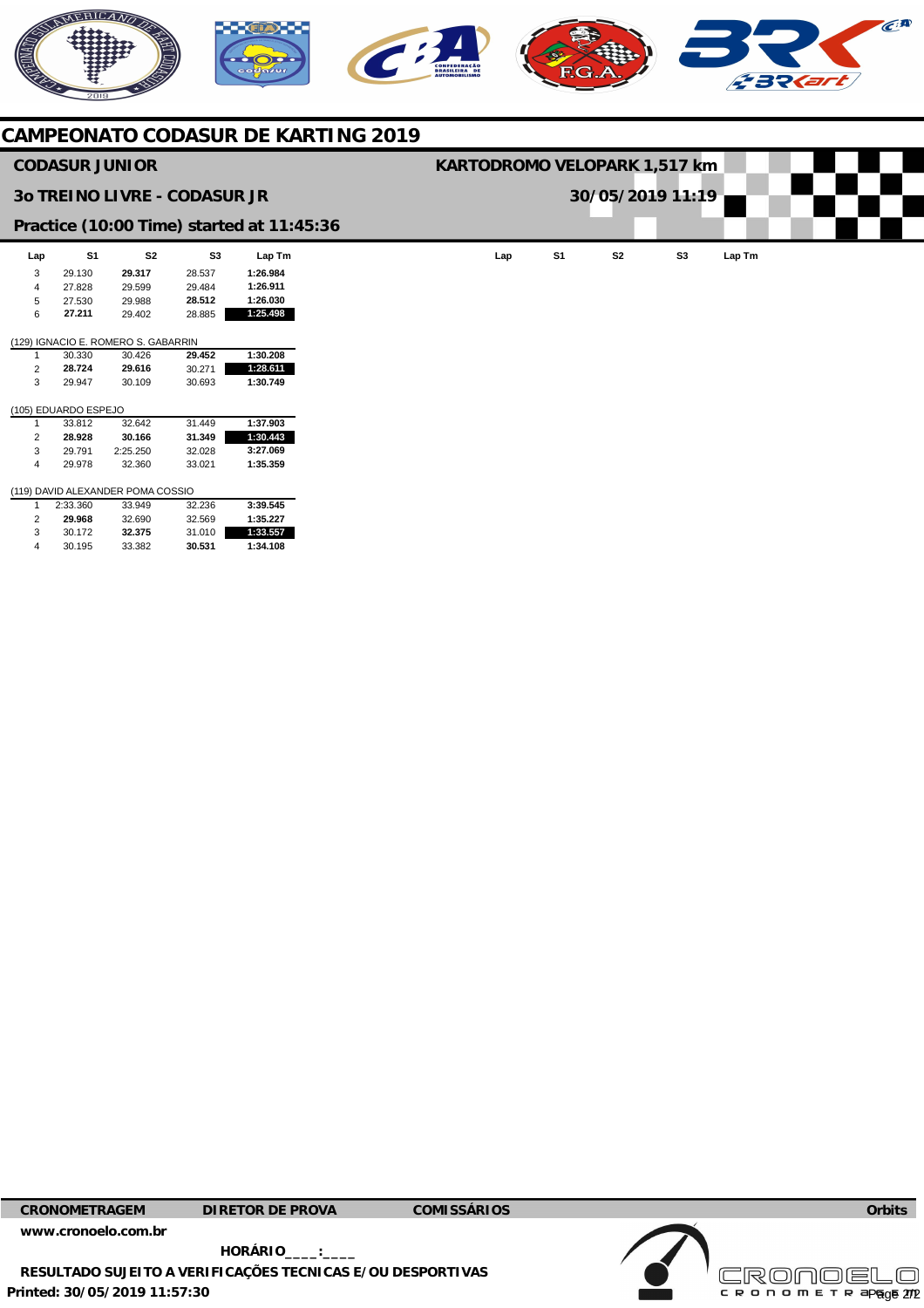# CAMPEONATO CODASUR DE KARTING 2019

**CODASUR JUNIOR** — **KARTODROMO VELOPARK 1,517 km**

**3o TREINO LIVRE - CODASUR JR** — **30/05/2019 11:19**

**Practice (10:00 Time) started at 11:45:36**

| Lap | S1 | S2 | S3 | Lap Tm |
|---|---|---|---|---|
| 3 | 29.130 | **29.317** | 28.537 | **1:26.984** |
| 4 | 27.828 | 29.599 | 29.484 | **1:26.911** |
| 5 | 27.530 | 29.988 | **28.512** | **1:26.030** |
| 6 | **27.211** | 29.402 | 28.885 | **1:25.498** |

(129) IGNACIO E. ROMERO S. GABARRIN

| Lap | S1 | S2 | S3 | Lap Tm |
|---|---|---|---|---|
| 1 | 30.330 | 30.426 | **29.452** | **1:30.208** |
| 2 | **28.724** | **29.616** | 30.271 | **1:28.611** |
| 3 | 29.947 | 30.109 | 30.693 | **1:30.749** |

(105) EDUARDO ESPEJO

| Lap | S1 | S2 | S3 | Lap Tm |
|---|---|---|---|---|
| 1 | 33.812 | 32.642 | 31.449 | **1:37.903** |
| 2 | **28.928** | **30.166** | **31.349** | **1:30.443** |
| 3 | 29.791 | 2:25.250 | 32.028 | **3:27.069** |
| 4 | 29.978 | 32.360 | 33.021 | **1:35.359** |

(119) DAVID ALEXANDER POMA COSSIO

| Lap | S1 | S2 | S3 | Lap Tm |
|---|---|---|---|---|
| 1 | 2:33.360 | 33.949 | 32.236 | **3:39.545** |
| 2 | **29.968** | 32.690 | 32.569 | **1:35.227** |
| 3 | 30.172 | **32.375** | 31.010 | **1:33.557** |
| 4 | 30.195 | 33.382 | **30.531** | **1:34.108** |

**CRONOMETRAGEM** **DIRETOR DE PROVA** **COMISSÁRIOS** **Orbits**

**www.cronoelo.com.br**

**HORÁRIO____:____**

**RESULTADO SUJEITO A VERIFICAÇÕES TECNICAS E/OU DESPORTIVAS**

**Printed: 30/05/2019 11:57:30**

CRONOELO CRONOMETRAGEM